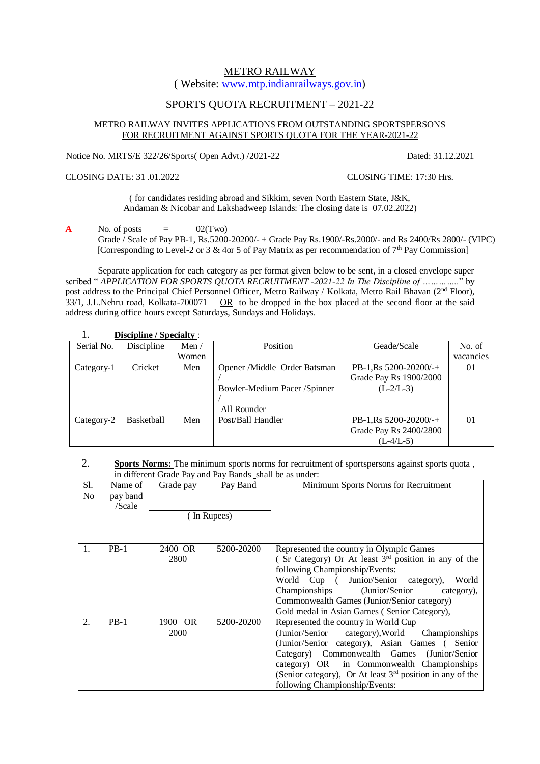# METRO RAILWAY

( Website: www.mtp.indianrailways.gov.in)

## SPORTS QUOTA RECRUITMENT – 2021-22

### METRO RAILWAY INVITES APPLICATIONS FROM OUTSTANDING SPORTSPERSONS FOR RECRUITMENT AGAINST SPORTS QUOTA FOR THE YEAR-2021-22

Notice No. MRTS/E 322/26/Sports( Open Advt.) /2021-22 Dated: 31.12.2021

CLOSING DATE: 31 .01.2022 CLOSING TIME: 17:30 Hrs.

( for candidates residing abroad and Sikkim, seven North Eastern State, J&K, Andaman & Nicobar and Lakshadweep Islands: The closing date is 07.02.2022)

**A** No. of posts = 02(Two)
Grade / Scale of Pay PB-1, Rs.5200-20200/- + Grade Pay Rs.1900/-Rs.2000/- and Rs 2400/Rs 2800/- (VIPC)
[Corresponding to Level-2 or 3 & 4or 5 of Pay Matrix as per recommendation of 7th Pay Commission]

Separate application for each category as per format given below to be sent, in a closed envelope super scribed " *APPLICATION FOR SPORTS QUOTA RECRUITMENT -2021-22 In The Discipline of …………..*" by post address to the Principal Chief Personnel Officer, Metro Railway / Kolkata, Metro Rail Bhavan (2nd Floor), 33/1, J.L.Nehru road, Kolkata-700071 OR to be dropped in the box placed at the second floor at the said address during office hours except Saturdays, Sundays and Holidays.

1. **Discipline / Specialty** :

| Serial No. | Discipline | Men / Women | Position | Geade/Scale | No. of vacancies |
|---|---|---|---|---|---|
| Category-1 | Cricket | Men | Opener /Middle Order Batsman / Bowler-Medium Pacer /Spinner / All Rounder | PB-1,Rs 5200-20200/-+ Grade Pay Rs 1900/2000 (L-2/L-3) | 01 |
| Category-2 | Basketball | Men | Post/Ball Handler | PB-1,Rs 5200-20200/-+ Grade Pay Rs 2400/2800 (L-4/L-5) | 01 |

2. **Sports Norms:** The minimum sports norms for recruitment of sportspersons against sports quota , in different Grade Pay and Pay Bands shall be as under:

| Sl. No | Name of pay band /Scale | Grade pay ( In Rupees) | Pay Band | Minimum Sports Norms for Recruitment |
|---|---|---|---|---|
| 1. | PB-1 | 2400 OR 2800 | 5200-20200 | Represented the country in Olympic Games ( Sr Category) Or At least 3rd position in any of the following Championship/Events: World Cup ( Junior/Senior category), World Championships (Junior/Senior category), Commonwealth Games (Junior/Senior category) Gold medal in Asian Games ( Senior Category), |
| 2. | PB-1 | 1900 OR 2000 | 5200-20200 | Represented the country in World Cup (Junior/Senior category),World Championships (Junior/Senior category), Asian Games ( Senior Category) Commonwealth Games (Junior/Senior category) OR in Commonwealth Championships (Senior category), Or At least 3rd position in any of the following Championship/Events: |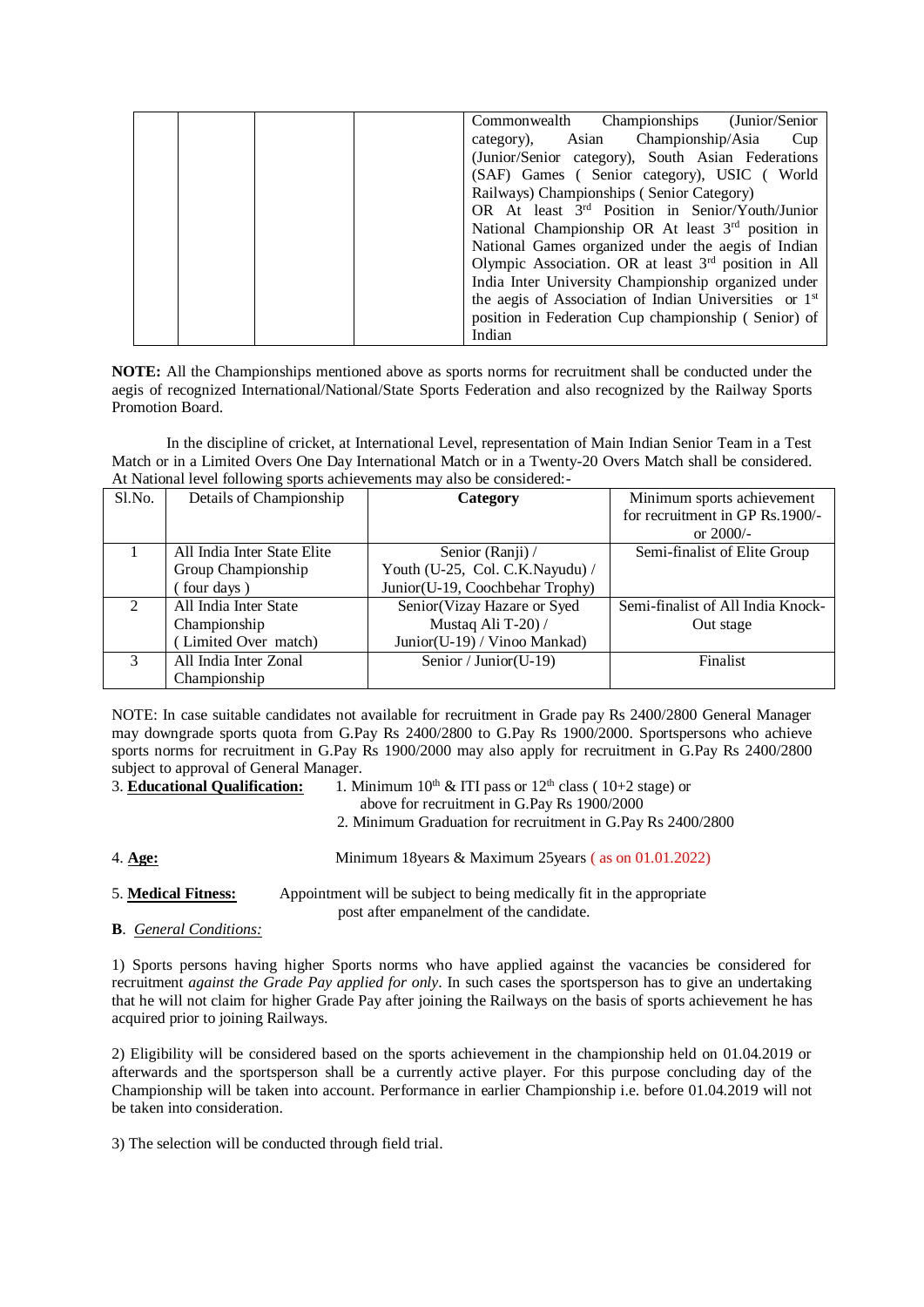| | | | | Commonwealth Championships (Junior/Senior category), Asian Championship/Asia Cup (Junior/Senior category), South Asian Federations (SAF) Games ( Senior category), USIC ( World Railways) Championships ( Senior Category) OR At least 3rd Position in Senior/Youth/Junior National Championship OR At least 3rd position in National Games organized under the aegis of Indian Olympic Association. OR at least 3rd position in All India Inter University Championship organized under the aegis of Association of Indian Universities or 1st position in Federation Cup championship ( Senior) of Indian |
|---|---|---|---|---|

**NOTE:** All the Championships mentioned above as sports norms for recruitment shall be conducted under the aegis of recognized International/National/State Sports Federation and also recognized by the Railway Sports Promotion Board.

In the discipline of cricket, at International Level, representation of Main Indian Senior Team in a Test Match or in a Limited Overs One Day International Match or in a Twenty-20 Overs Match shall be considered. At National level following sports achievements may also be considered:-

| Sl.No. | Details of Championship | **Category** | Minimum sports achievement for recruitment in GP Rs.1900/- or 2000/- |
|---|---|---|---|
| 1 | All India Inter State Elite Group Championship ( four days ) | Senior (Ranji) / Youth (U-25, Col. C.K.Nayudu) / Junior(U-19, Coochbehar Trophy) | Semi-finalist of Elite Group |
| 2 | All India Inter State Championship ( Limited Over match) | Senior(Vizay Hazare or Syed Mustaq Ali T-20) / Junior(U-19) / Vinoo Mankad) | Semi-finalist of All India Knock-Out stage |
| 3 | All India Inter Zonal Championship | Senior / Junior(U-19) | Finalist |

NOTE: In case suitable candidates not available for recruitment in Grade pay Rs 2400/2800 General Manager may downgrade sports quota from G.Pay Rs 2400/2800 to G.Pay Rs 1900/2000. Sportspersons who achieve sports norms for recruitment in G.Pay Rs 1900/2000 may also apply for recruitment in G.Pay Rs 2400/2800 subject to approval of General Manager.

3. **Educational Qualification:**
   1. Minimum 10th & ITI pass or 12th class ( 10+2 stage) or above for recruitment in G.Pay Rs 1900/2000
   2. Minimum Graduation for recruitment in G.Pay Rs 2400/2800

4. **Age:** Minimum 18years & Maximum 25years ( as on 01.01.2022)

5. **Medical Fitness:** Appointment will be subject to being medically fit in the appropriate post after empanelment of the candidate.

**B**. *General Conditions:*

1) Sports persons having higher Sports norms who have applied against the vacancies be considered for recruitment *against the Grade Pay applied for only*. In such cases the sportsperson has to give an undertaking that he will not claim for higher Grade Pay after joining the Railways on the basis of sports achievement he has acquired prior to joining Railways.

2) Eligibility will be considered based on the sports achievement in the championship held on 01.04.2019 or afterwards and the sportsperson shall be a currently active player. For this purpose concluding day of the Championship will be taken into account. Performance in earlier Championship i.e. before 01.04.2019 will not be taken into consideration.

3) The selection will be conducted through field trial.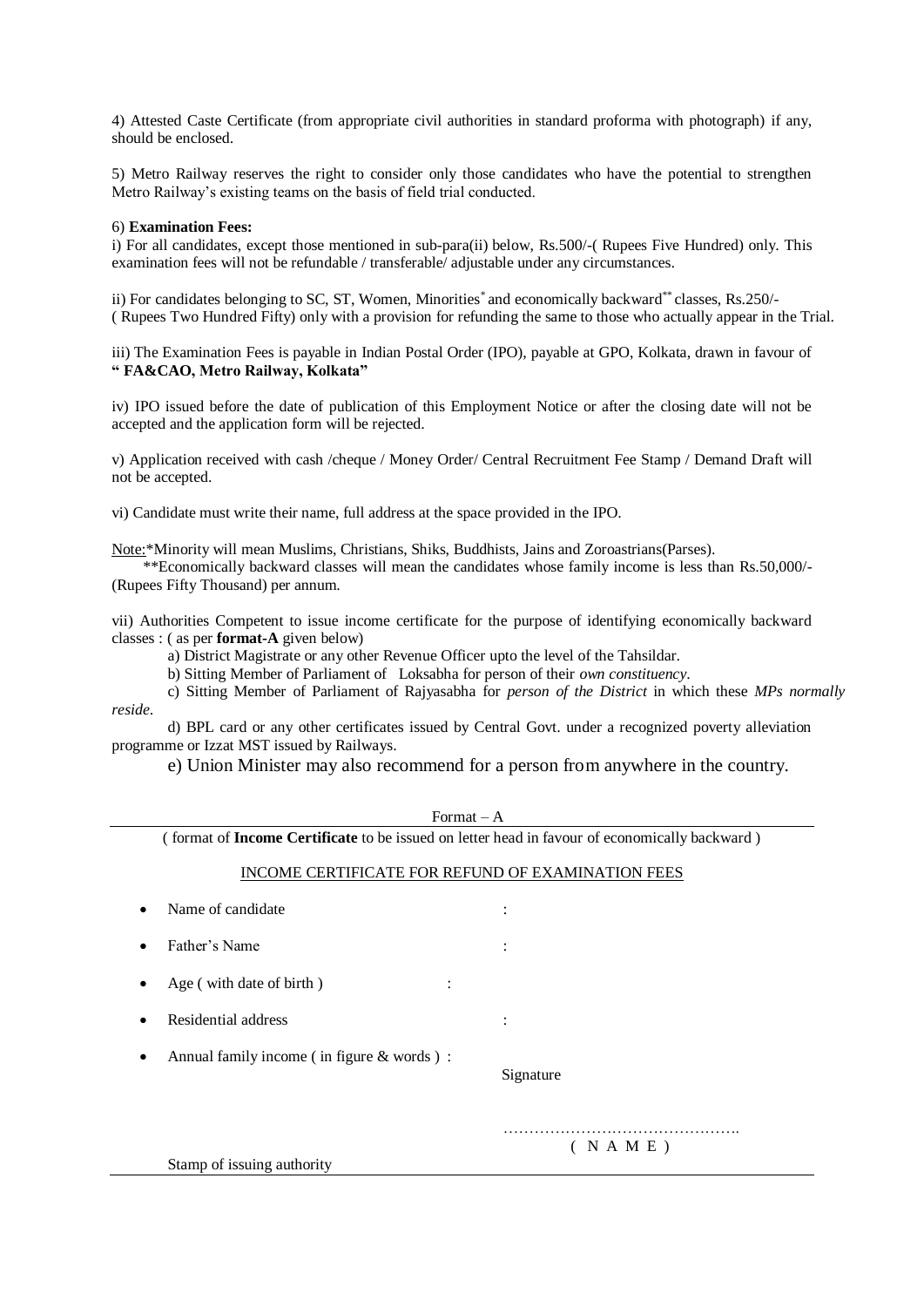4) Attested Caste Certificate (from appropriate civil authorities in standard proforma with photograph) if any, should be enclosed.

5) Metro Railway reserves the right to consider only those candidates who have the potential to strengthen Metro Railway's existing teams on the basis of field trial conducted.

6) **Examination Fees:**

i) For all candidates, except those mentioned in sub-para(ii) below, Rs.500/-( Rupees Five Hundred) only. This examination fees will not be refundable / transferable/ adjustable under any circumstances.

ii) For candidates belonging to SC, ST, Women, Minorities* and economically backward** classes, Rs.250/- ( Rupees Two Hundred Fifty) only with a provision for refunding the same to those who actually appear in the Trial.

iii) The Examination Fees is payable in Indian Postal Order (IPO), payable at GPO, Kolkata, drawn in favour of **" FA&CAO, Metro Railway, Kolkata"**

iv) IPO issued before the date of publication of this Employment Notice or after the closing date will not be accepted and the application form will be rejected.

v) Application received with cash /cheque / Money Order/ Central Recruitment Fee Stamp / Demand Draft will not be accepted.

vi) Candidate must write their name, full address at the space provided in the IPO.

Note:*Minority will mean Muslims, Christians, Shiks, Buddhists, Jains and Zoroastrians(Parses).

**Economically backward classes will mean the candidates whose family income is less than Rs.50,000/- (Rupees Fifty Thousand) per annum.

vii) Authorities Competent to issue income certificate for the purpose of identifying economically backward classes : ( as per **format-A** given below)

a) District Magistrate or any other Revenue Officer upto the level of the Tahsildar.

b) Sitting Member of Parliament of Loksabha for person of their *own constituency*.

c) Sitting Member of Parliament of Rajyasabha for *person of the District* in which these *MPs normally reside*.

d) BPL card or any other certificates issued by Central Govt. under a recognized poverty alleviation programme or Izzat MST issued by Railways.

e) Union Minister may also recommend for a person from anywhere in the country.

---

Format – A

( format of **Income Certificate** to be issued on letter head in favour of economically backward )

INCOME CERTIFICATE FOR REFUND OF EXAMINATION FEES

- Name of candidate :
- Father's Name :
- Age ( with date of birth ) :
- Residential address :
- Annual family income ( in figure & words ) :

Signature

……………………………………….

( N A M E )

Stamp of issuing authority

---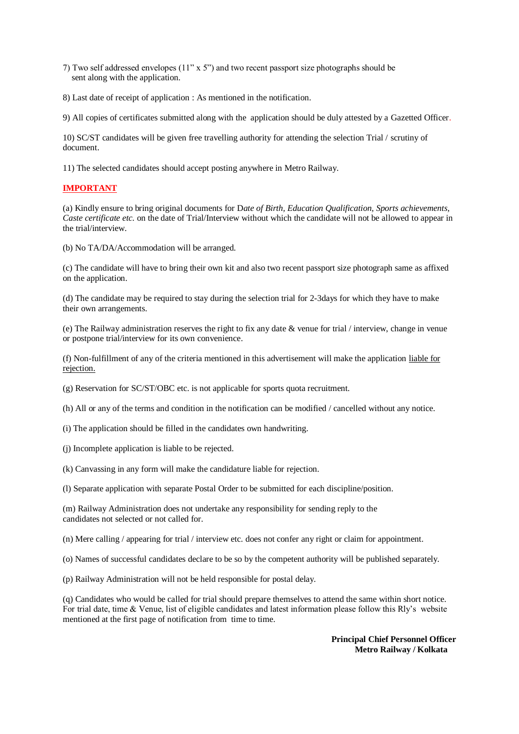7) Two self addressed envelopes (11" x 5") and two recent passport size photographs should be sent along with the application.

8) Last date of receipt of application : As mentioned in the notification.

9) All copies of certificates submitted along with the application should be duly attested by a Gazetted Officer.

10) SC/ST candidates will be given free travelling authority for attending the selection Trial / scrutiny of document.

11) The selected candidates should accept posting anywhere in Metro Railway.

**IMPORTANT**

(a) Kindly ensure to bring original documents for D*ate of Birth, Education Qualification, Sports achievements, Caste certificate etc.* on the date of Trial/Interview without which the candidate will not be allowed to appear in the trial/interview.

(b) No TA/DA/Accommodation will be arranged.

(c) The candidate will have to bring their own kit and also two recent passport size photograph same as affixed on the application.

(d) The candidate may be required to stay during the selection trial for 2-3days for which they have to make their own arrangements.

(e) The Railway administration reserves the right to fix any date & venue for trial / interview, change in venue or postpone trial/interview for its own convenience.

(f) Non-fulfillment of any of the criteria mentioned in this advertisement will make the application liable for rejection.

(g) Reservation for SC/ST/OBC etc. is not applicable for sports quota recruitment.

(h) All or any of the terms and condition in the notification can be modified / cancelled without any notice.

(i) The application should be filled in the candidates own handwriting.

(j) Incomplete application is liable to be rejected.

(k) Canvassing in any form will make the candidature liable for rejection.

(l) Separate application with separate Postal Order to be submitted for each discipline/position.

(m) Railway Administration does not undertake any responsibility for sending reply to the candidates not selected or not called for.

(n) Mere calling / appearing for trial / interview etc. does not confer any right or claim for appointment.

(o) Names of successful candidates declare to be so by the competent authority will be published separately.

(p) Railway Administration will not be held responsible for postal delay.

(q) Candidates who would be called for trial should prepare themselves to attend the same within short notice. For trial date, time & Venue, list of eligible candidates and latest information please follow this Rly's website mentioned at the first page of notification from time to time.

**Principal Chief Personnel Officer**
**Metro Railway / Kolkata**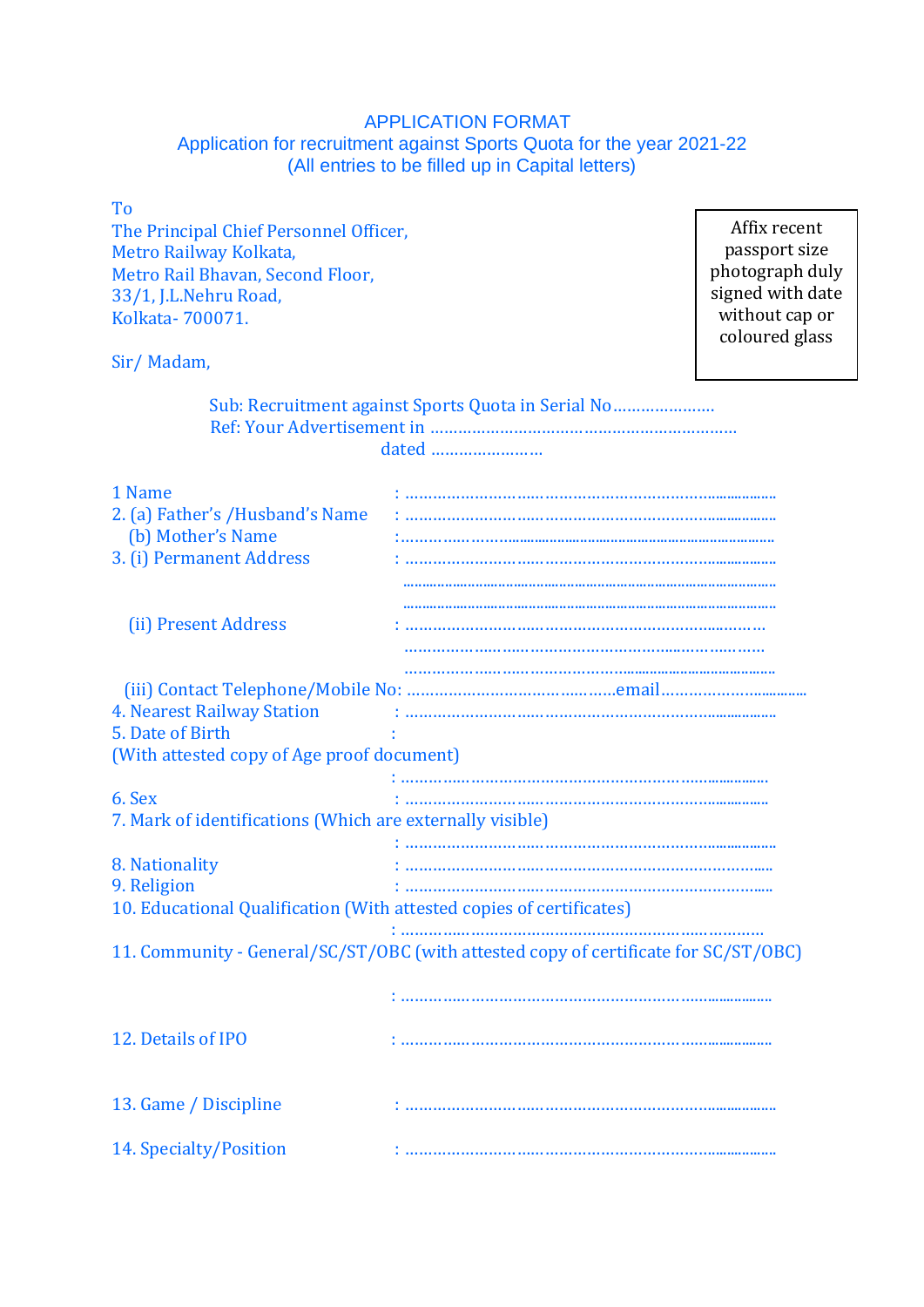# APPLICATION FORMAT

## Application for recruitment against Sports Quota for the year 2021-22

(All entries to be filled up in Capital letters)

To
The Principal Chief Personnel Officer,
Metro Railway Kolkata,
Metro Rail Bhavan, Second Floor,
33/1, J.L.Nehru Road,
Kolkata- 700071.

Affix recent passport size photograph duly signed with date without cap or coloured glass

Sir/ Madam,

Sub: Recruitment against Sports Quota in Serial No......................
Ref: Your Advertisement in ................................................................
dated ........................

1 Name : ..........................................................................................

2. (a) Father's /Husband's Name : ..........................................................................................

(b) Mother's Name : ..........................................................................................

3. (i) Permanent Address : ..........................................................................................
..........................................................................................
..........................................................................................

(ii) Present Address : ..........................................................................................
..........................................................................................
..........................................................................................

(iii) Contact Telephone/Mobile No: ..........................................email..................................

4. Nearest Railway Station : ..........................................................................................

5. Date of Birth :
(With attested copy of Age proof document)
: ..........................................................................................

6. Sex : ..........................................................................................

7. Mark of identifications (Which are externally visible)
: ..........................................................................................

8. Nationality : ..........................................................................................

9. Religion : ..........................................................................................

10. Educational Qualification (With attested copies of certificates)
: ..........................................................................................

11. Community - General/SC/ST/OBC (with attested copy of certificate for SC/ST/OBC)

: ..........................................................................................

12. Details of IPO : ..........................................................................................

13. Game / Discipline : ..........................................................................................

14. Specialty/Position : ..........................................................................................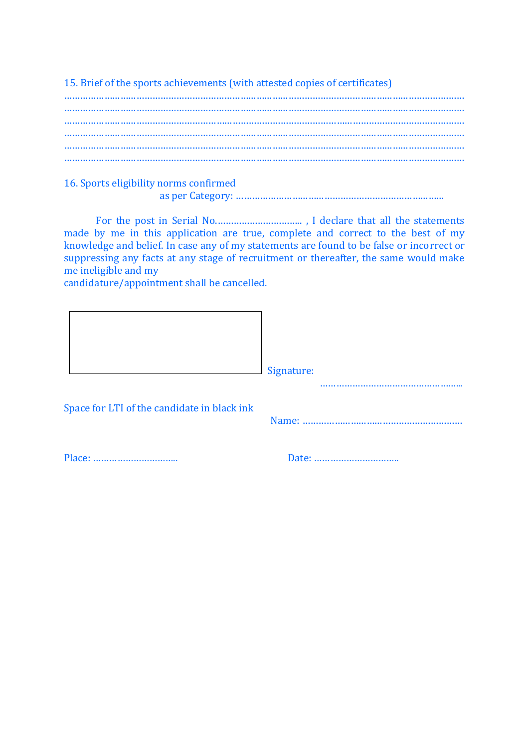15. Brief of the sports achievements (with attested copies of certificates)

…………………………………………………………………………………………………………………………………

…………………………………………………………………………………………………………………………………

…………………………………………………………………………………………………………………………………

…………………………………………………………………………………………………………………………………

…………………………………………………………………………………………………………………………………

…………………………………………………………………………………………………………………………………

16. Sports eligibility norms confirmed
as per Category: ……………………………………………………………………

For the post in Serial No.…………………………… , I declare that all the statements made by me in this application are true, complete and correct to the best of my knowledge and belief. In case any of my statements are found to be false or incorrect or suppressing any facts at any stage of recruitment or thereafter, the same would make me ineligible and my
candidature/appointment shall be cancelled.

Signature:
………………………………………………

Space for LTI of the candidate in black ink

Name: ………………………………………………

Place: …………………………… Date: ……………………………